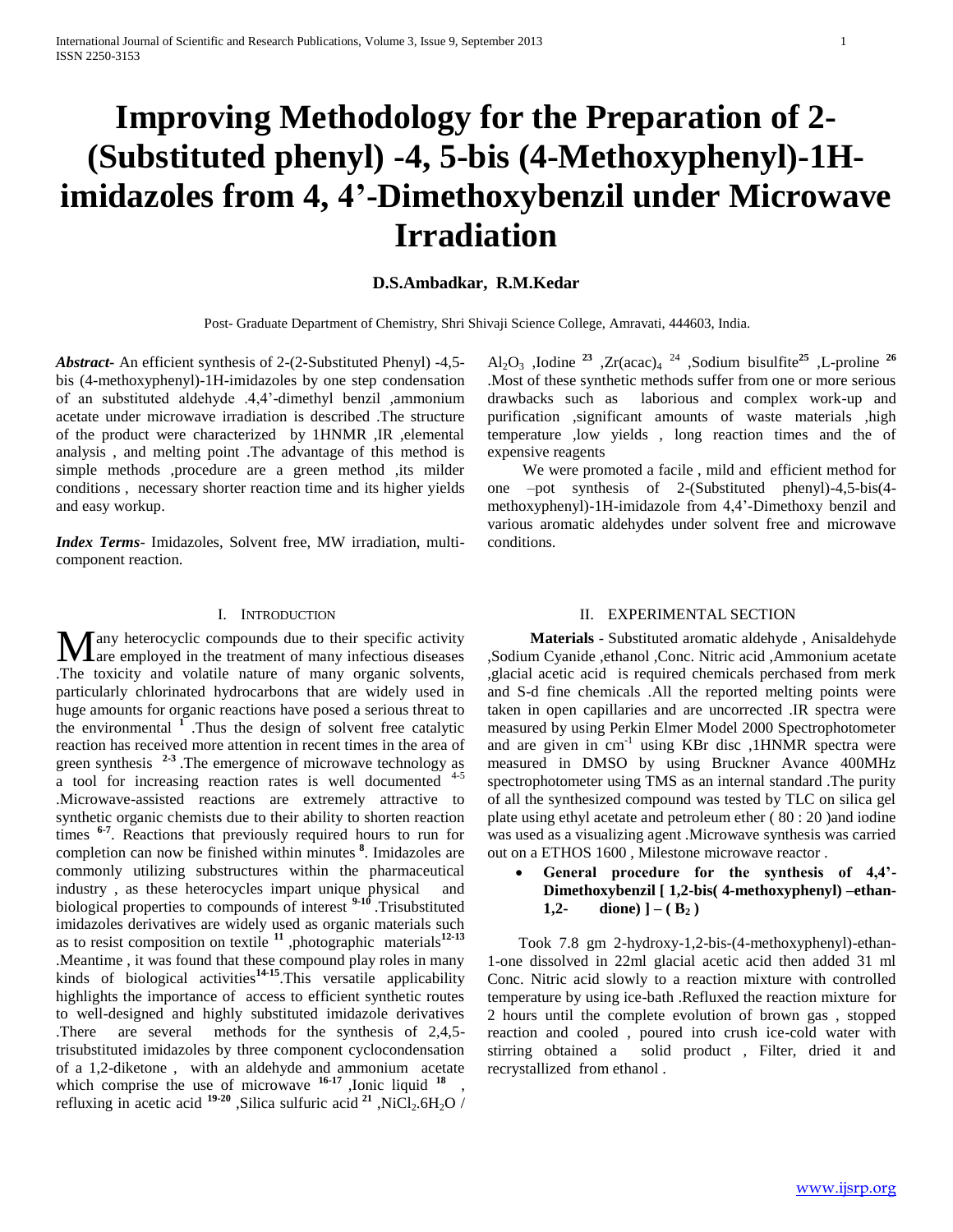# Improving Methodology for the Preparation of 2-(Substituted phenyl) -4, 5-bis (4-Methoxyphenyl)-1H-imidazoles from 4, 4'-Dimethoxybenzil under Microwave Irradiation

**D.S.Ambadkar, R.M.Kedar**

Post- Graduate Department of Chemistry, Shri Shivaji Science College, Amravati, 444603, India.

***Abstract***- An efficient synthesis of 2-(2-Substituted Phenyl) -4,5-bis (4-methoxyphenyl)-1H-imidazoles by one step condensation of an substituted aldehyde .4,4'-dimethyl benzil ,ammonium acetate under microwave irradiation is described .The structure of the product were characterized by 1HNMR ,IR ,elemental analysis , and melting point .The advantage of this method is simple methods ,procedure are a green method ,its milder conditions , necessary shorter reaction time and its higher yields and easy workup.

***Index Terms***- Imidazoles, Solvent free, MW irradiation, multi-component reaction.

## I. Introduction

Many heterocyclic compounds due to their specific activity are employed in the treatment of many infectious diseases .The toxicity and volatile nature of many organic solvents, particularly chlorinated hydrocarbons that are widely used in huge amounts for organic reactions have posed a serious threat to the environmental [1] .Thus the design of solvent free catalytic reaction has received more attention in recent times in the area of green synthesis [2-3] .The emergence of microwave technology as a tool for increasing reaction rates is well documented [4-5] .Microwave-assisted reactions are extremely attractive to synthetic organic chemists due to their ability to shorten reaction times [6-7]. Reactions that previously required hours to run for completion can now be finished within minutes [8]. Imidazoles are commonly utilizing substructures within the pharmaceutical industry , as these heterocycles impart unique physical and biological properties to compounds of interest [9-10] .Trisubstituted imidazoles derivatives are widely used as organic materials such as to resist composition on textile [11] ,photographic materials[12-13] .Meantime , it was found that these compound play roles in many kinds of biological activities[14-15].This versatile applicability highlights the importance of access to efficient synthetic routes to well-designed and highly substituted imidazole derivatives .There are several methods for the synthesis of 2,4,5-trisubstituted imidazoles by three component cyclocondensation of a 1,2-diketone , with an aldehyde and ammonium acetate which comprise the use of microwave [16-17] ,Ionic liquid [18] , refluxing in acetic acid [19-20] ,Silica sulfuric acid [21] ,$NiCl_2.6H_2O$ / $Al_2O_3$ ,Iodine [23] ,$Zr(acac)_4$ [24] ,Sodium bisulfite[25] ,L-proline [26] .Most of these synthetic methods suffer from one or more serious drawbacks such as laborious and complex work-up and purification ,significant amounts of waste materials ,high temperature ,low yields , long reaction times and the of expensive reagents

We were promoted a facile , mild and efficient method for one –pot synthesis of 2-(Substituted phenyl)-4,5-bis(4-methoxyphenyl)-1H-imidazole from 4,4'-Dimethoxy benzil and various aromatic aldehydes under solvent free and microwave conditions.

## II. Experimental Section

**Materials** - Substituted aromatic aldehyde , Anisaldehyde ,Sodium Cyanide ,ethanol ,Conc. Nitric acid ,Ammonium acetate ,glacial acetic acid is required chemicals perchased from merk and S-d fine chemicals .All the reported melting points were taken in open capillaries and are uncorrected .IR spectra were measured by using Perkin Elmer Model 2000 Spectrophotometer and are given in $cm^{-1}$ using KBr disc ,1HNMR spectra were measured in DMSO by using Bruckner Avance 400MHz spectrophotometer using TMS as an internal standard .The purity of all the synthesized compound was tested by TLC on silica gel plate using ethyl acetate and petroleum ether ( 80 : 20 )and iodine was used as a visualizing agent .Microwave synthesis was carried out on a ETHOS 1600 , Milestone microwave reactor .

- **General procedure for the synthesis of 4,4'-Dimethoxybenzil [ 1,2-bis( 4-methoxyphenyl) –ethan-1,2- dione) ] – ( $B_2$ )**

Took 7.8 gm 2-hydroxy-1,2-bis-(4-methoxyphenyl)-ethan-1-one dissolved in 22ml glacial acetic acid then added 31 ml Conc. Nitric acid slowly to a reaction mixture with controlled temperature by using ice-bath .Refluxed the reaction mixture for 2 hours until the complete evolution of brown gas , stopped reaction and cooled , poured into crush ice-cold water with stirring obtained a solid product , Filter, dried it and recrystallized from ethanol .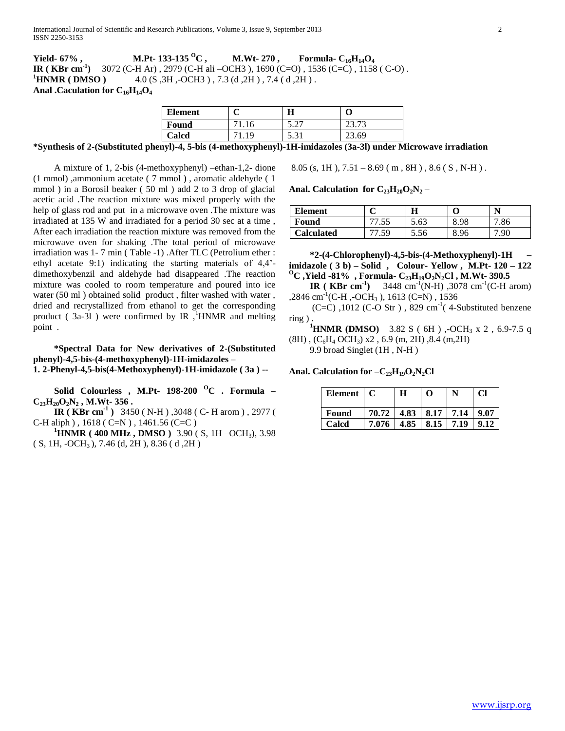**Yield- 67% , M.Pt- 133-135 $^{O}$C , M.Wt- 270 , Formula- $C_{16}H_{14}O_4$**

**IR ( KBr cm$^{-1}$)** 3072 (C-H Ar) , 2979 (C-H ali –OCH3 ), 1690 (C=O) , 1536 (C=C) , 1158 ( C-O) .

**$^{1}$HNMR ( DMSO )** 4.0 (S ,3H ,-OCH3 ) , 7.3 (d ,2H ) , 7.4 ( d ,2H ) .

**Anal .Caculation for $C_{16}H_{14}O_4$**

| Element | C | H | O |
|---|---|---|---|
| Found | 71.16 | 5.27 | 23.73 |
| Calcd | 71.19 | 5.31 | 23.69 |

**\*Synthesis of 2-(Substituted phenyl)-4, 5-bis (4-methoxyphenyl)-1H-imidazoles (3a-3l) under Microwave irradiation**

A mixture of 1, 2-bis (4-methoxyphenyl) –ethan-1,2- dione (1 mmol) ,ammonium acetate ( 7 mmol ) , aromatic aldehyde ( 1 mmol ) in a Borosil beaker ( 50 ml ) add 2 to 3 drop of glacial acetic acid .The reaction mixture was mixed properly with the help of glass rod and put in a microwave oven .The mixture was irradiated at 135 W and irradiated for a period 30 sec at a time , After each irradiation the reaction mixture was removed from the microwave oven for shaking .The total period of microwave irradiation was 1- 7 min ( Table -1) .After TLC (Petrolium ether : ethyl acetate 9:1) indicating the starting materials of 4,4'-dimethoxybenzil and aldehyde had disappeared .The reaction mixture was cooled to room temperature and poured into ice water (50 ml ) obtained solid product , filter washed with water , dried and recrystallized from ethanol to get the corresponding product ( 3a-3l ) were confirmed by IR ,$^{1}$HNMR and melting point .

**\*Spectral Data for New derivatives of 2-(Substituted phenyl)-4,5-bis-(4-methoxyphenyl)-1H-imidazoles –**
**1. 2-Phenyl-4,5-bis(4-Methoxyphenyl)-1H-imidazole ( 3a ) --**

**Solid Colourless , M.Pt- 198-200 $^{O}$C . Formula – $C_{23}H_{20}O_2N_2$ , M.Wt- 356 .**

**IR ( KBr cm$^{-1}$ )** 3450 ( N-H ) ,3048 ( C- H arom ) , 2977 ( C-H aliph ) , 1618 ( C=N ) , 1461.56 (C=C )

**$^{1}$HNMR ( 400 MHz , DMSO )** 3.90 ( S, 1H –$OCH_3$), 3.98 ( S, 1H, -$OCH_3$ ), 7.46 (d, 2H ), 8.36 ( d ,2H ) 8.05 (s, 1H ), 7.51 – 8.69 ( m , 8H ) , 8.6 ( S , N-H ) .

**Anal. Calculation for $C_{23}H_{20}O_2N_2$** –

| Element | C | H | O | N |
|---|---|---|---|---|
| Found | 77.55 | 5.63 | 8.98 | 7.86 |
| Calculated | 77.59 | 5.56 | 8.96 | 7.90 |

**\*2-(4-Chlorophenyl)-4,5-bis-(4-Methoxyphenyl)-1H –imidazole ( 3 b) – Solid , Colour- Yellow , M.Pt- 120 – 122 $^{O}$C ,Yield -81% , Formula- $C_{23}H_{19}O_2N_2Cl$ , M.Wt- 390.5**

**IR ( KBr cm$^{-1}$)** 3448 cm$^{-1}$(N-H) ,3078 cm$^{-1}$(C-H arom) ,2846 cm$^{-1}$(C-H ,-$OCH_3$ ), 1613 (C=N) , 1536 (C=C) ,1012 (C-O Str ) , 829 cm$^{-1}$( 4-Substituted benzene ring ) .

**$^{1}$HNMR (DMSO)** 3.82 S ( 6H ) ,-$OCH_3$ x 2 , 6.9-7.5 q (8H) , ($C_6H_4$ $OCH_3$) x2 , 6.9 (m, 2H) ,8.4 (m,2H)
9.9 broad Singlet (1H , N-H )

**Anal. Calculation for –$C_{23}H_{19}O_2N_2Cl$**

| Element | C | H | O | N | Cl |
|---|---|---|---|---|---|
| Found | 70.72 | 4.83 | 8.17 | 7.14 | 9.07 |
| Calcd | 7.076 | 4.85 | 8.15 | 7.19 | 9.12 |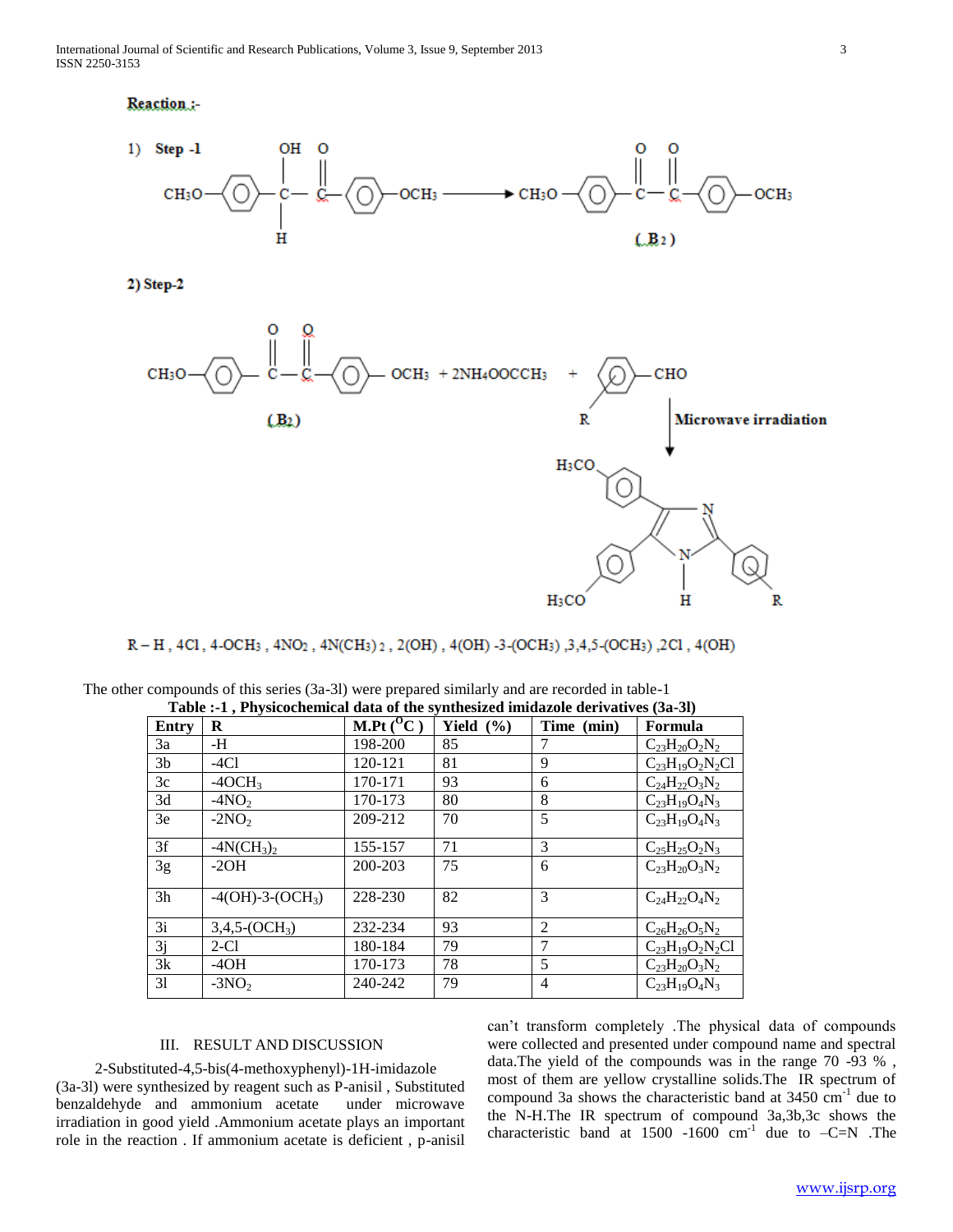**Reaction :-**

1) **Step -1**

2) **Step-2**

R – H , 4Cl , 4-OCH3 , 4NO2 , 4N(CH3)2 , 2(OH) , 4(OH) -3-(OCH3) ,3,4,5-(OCH3) ,2Cl , 4(OH)

The other compounds of this series (3a-3l) were prepared similarly and are recorded in table-1

**Table :-1 , Physicochemical data of the synthesized imidazole derivatives (3a-3l)**

| Entry | R | M.Pt ($^{O}$C ) | Yield (%) | Time (min) | Formula |
|---|---|---|---|---|---|
| 3a | -H | 198-200 | 85 | 7 | $C_{23}H_{20}O_2N_2$ |
| 3b | -4Cl | 120-121 | 81 | 9 | $C_{23}H_{19}O_2N_2Cl$ |
| 3c | -4OCH$_3$ | 170-171 | 93 | 6 | $C_{24}H_{22}O_3N_2$ |
| 3d | -4NO$_2$ | 170-173 | 80 | 8 | $C_{23}H_{19}O_4N_3$ |
| 3e | -2NO$_2$ | 209-212 | 70 | 5 | $C_{23}H_{19}O_4N_3$ |
| 3f | -4N(CH$_3$)$_2$ | 155-157 | 71 | 3 | $C_{25}H_{25}O_2N_3$ |
| 3g | -2OH | 200-203 | 75 | 6 | $C_{23}H_{20}O_3N_2$ |
| 3h | -4(OH)-3-(OCH$_3$) | 228-230 | 82 | 3 | $C_{24}H_{22}O_4N_2$ |
| 3i | 3,4,5-(OCH$_3$) | 232-234 | 93 | 2 | $C_{26}H_{26}O_5N_2$ |
| 3j | 2-Cl | 180-184 | 79 | 7 | $C_{23}H_{19}O_2N_2Cl$ |
| 3k | -4OH | 170-173 | 78 | 5 | $C_{23}H_{20}O_3N_2$ |
| 3l | -3NO$_2$ | 240-242 | 79 | 4 | $C_{23}H_{19}O_4N_3$ |

## III. RESULT AND DISCUSSION

2-Substituted-4,5-bis(4-methoxyphenyl)-1H-imidazole (3a-3l) were synthesized by reagent such as P-anisil , Substituted benzaldehyde and ammonium acetate under microwave irradiation in good yield .Ammonium acetate plays an important role in the reaction . If ammonium acetate is deficient , p-anisil can't transform completely .The physical data of compounds were collected and presented under compound name and spectral data.The yield of the compounds was in the range 70 -93 % , most of them are yellow crystalline solids.The IR spectrum of compound 3a shows the characteristic band at 3450 cm$^{-1}$ due to the N-H.The IR spectrum of compound 3a,3b,3c shows the characteristic band at 1500 -1600 cm$^{-1}$ due to –C=N .The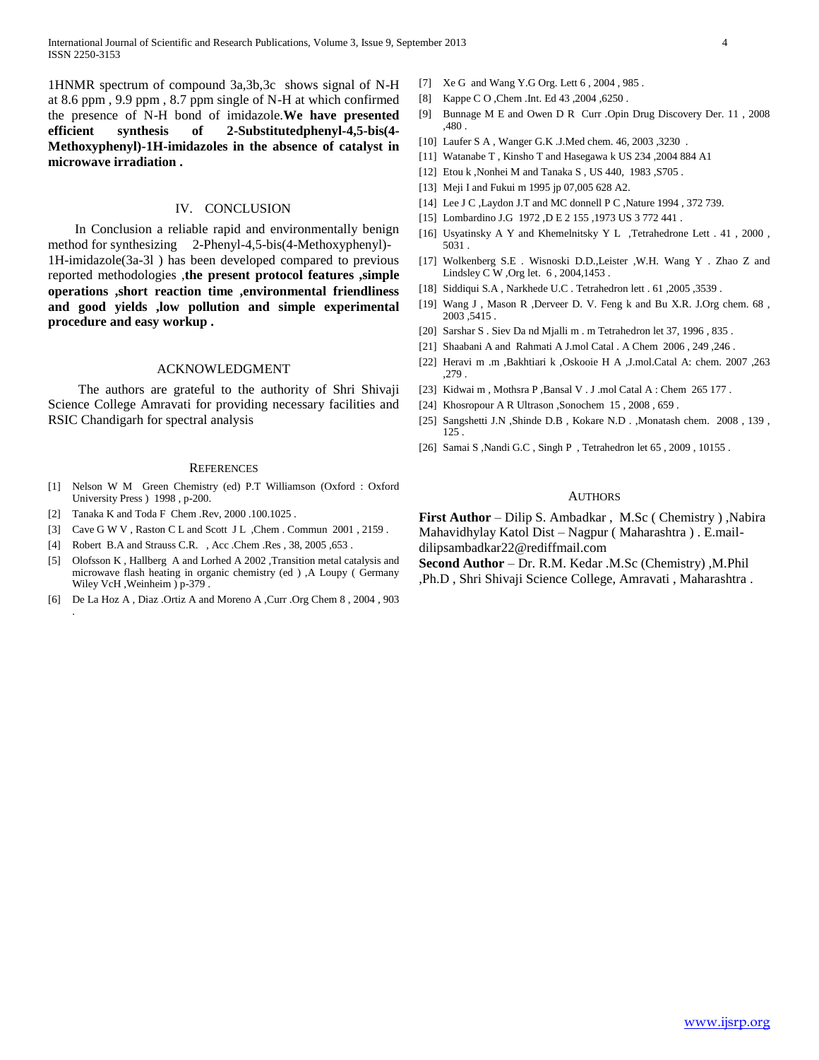1HNMR spectrum of compound 3a,3b,3c shows signal of N-H at 8.6 ppm , 9.9 ppm , 8.7 ppm single of N-H at which confirmed the presence of N-H bond of imidazole.**We have presented efficient synthesis of 2-Substitutedphenyl-4,5-bis(4-Methoxyphenyl)-1H-imidazoles in the absence of catalyst in microwave irradiation .**

## IV. CONCLUSION

In Conclusion a reliable rapid and environmentally benign method for synthesizing 2-Phenyl-4,5-bis(4-Methoxyphenyl)-1H-imidazole(3a-3l ) has been developed compared to previous reported methodologies ,**the present protocol features ,simple operations ,short reaction time ,environmental friendliness and good yields ,low pollution and simple experimental procedure and easy workup .**

## ACKNOWLEDGMENT

The authors are grateful to the authority of Shri Shivaji Science College Amravati for providing necessary facilities and RSIC Chandigarh for spectral analysis

## REFERENCES

[1] Nelson W M Green Chemistry (ed) P.T Williamson (Oxford : Oxford University Press ) 1998 , p-200.

[2] Tanaka K and Toda F Chem .Rev, 2000 .100.1025 .

[3] Cave G W V , Raston C L and Scott J L ,Chem . Commun 2001 , 2159 .

[4] Robert B.A and Strauss C.R. , Acc .Chem .Res , 38, 2005 ,653 .

[5] Olofsson K , Hallberg A and Lorhed A 2002 ,Transition metal catalysis and microwave flash heating in organic chemistry (ed ) ,A Loupy ( Germany Wiley VcH ,Weinheim ) p-379 .

[6] De La Hoz A , Diaz .Ortiz A and Moreno A ,Curr .Org Chem 8 , 2004 , 903 .

[7] Xe G and Wang Y.G Org. Lett 6 , 2004 , 985 .

[8] Kappe C O ,Chem .Int. Ed 43 ,2004 ,6250 .

[9] Bunnage M E and Owen D R Curr .Opin Drug Discovery Der. 11 , 2008 ,480 .

[10] Laufer S A , Wanger G.K .J.Med chem. 46, 2003 ,3230 .

[11] Watanabe T , Kinsho T and Hasegawa k US 234 ,2004 884 A1

[12] Etou k ,Nonhei M and Tanaka S , US 440, 1983 ,S705 .

[13] Meji I and Fukui m 1995 jp 07,005 628 A2.

[14] Lee J C ,Laydon J.T and MC donnell P C ,Nature 1994 , 372 739.

[15] Lombardino J.G 1972 ,D E 2 155 ,1973 US 3 772 441 .

[16] Usyatinsky A Y and Khemelnitsky Y L ,Tetrahedrone Lett . 41 , 2000 , 5031 .

[17] Wolkenberg S.E . Wisnoski D.D.,Leister ,W.H. Wang Y . Zhao Z and Lindsley C W ,Org let. 6 , 2004,1453 .

[18] Siddiqui S.A , Narkhede U.C . Tetrahedron lett . 61 ,2005 ,3539 .

[19] Wang J , Mason R ,Derveer D. V. Feng k and Bu X.R. J.Org chem. 68 , 2003 ,5415 .

[20] Sarshar S . Siev Da nd Mjalli m . m Tetrahedron let 37, 1996 , 835 .

[21] Shaabani A and Rahmati A J.mol Catal . A Chem 2006 , 249 ,246 .

[22] Heravi m .m ,Bakhtiari k ,Oskooie H A ,J.mol.Catal A: chem. 2007 ,263 ,279 .

[23] Kidwai m , Mothsra P ,Bansal V . J .mol Catal A : Chem 265 177 .

[24] Khosropour A R Ultrason ,Sonochem 15 , 2008 , 659 .

[25] Sangshetti J.N ,Shinde D.B , Kokare N.D . ,Monatash chem. 2008 , 139 , 125 .

[26] Samai S ,Nandi G.C , Singh P , Tetrahedron let 65 , 2009 , 10155 .

## AUTHORS

**First Author** – Dilip S. Ambadkar , M.Sc ( Chemistry ) ,Nabira Mahavidhylay Katol Dist – Nagpur ( Maharashtra ) . E.mail-dilipsambadkar22@rediffmail.com

**Second Author** – Dr. R.M. Kedar .M.Sc (Chemistry) ,M.Phil ,Ph.D , Shri Shivaji Science College, Amravati , Maharashtra .